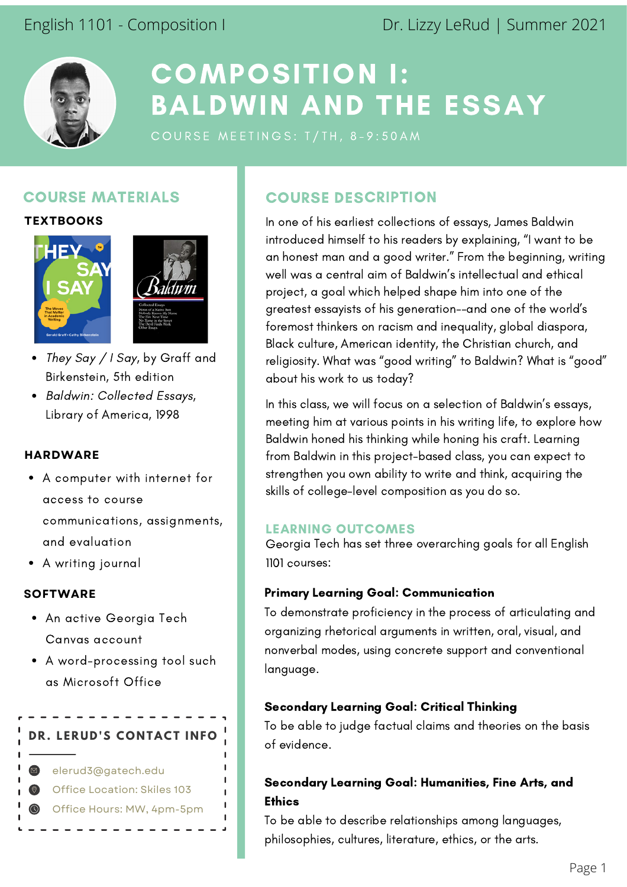English 1101 - Composition I | Dr. Lizzy LeRud | Summer 2021

# COMPOSITION I: BALDWIN AND THE ESSAY

COURSE MEETINGS: T/TH, 8-9:50AM

## COURSE MATERIALS

### TEXTBOOKS

- *They Say / I Say*, by Graff and Birkenstein, 5th edition
- *Baldwin: Collected Essays*, Library of America, 1998

### HARDWARE

- A computer with internet for access to course communications, assignments, and evaluation
- A writing journal

### SOFTWARE

- An active Georgia Tech Canvas account
- A word-processing tool such as Microsoft Office

### DR. LERUD'S CONTACT INFO

- elerud3@gatech.edu
- Office Location: Skiles 103
- Office Hours: MW, 4pm-5pm

## COURSE DESCRIPTION

In one of his earliest collections of essays, James Baldwin introduced himself to his readers by explaining, "I want to be an honest man and a good writer." From the beginning, writing well was a central aim of Baldwin's intellectual and ethical project, a goal which helped shape him into one of the greatest essayists of his generation--and one of the world's foremost thinkers on racism and inequality, global diaspora, Black culture, American identity, the Christian church, and religiosity. What was "good writing" to Baldwin? What is "good" about his work to us today?

In this class, we will focus on a selection of Baldwin's essays, meeting him at various points in his writing life, to explore how Baldwin honed his thinking while honing his craft. Learning from Baldwin in this project-based class, you can expect to strengthen you own ability to write and think, acquiring the skills of college-level composition as you do so.

## LEARNING OUTCOMES

Georgia Tech has set three overarching goals for all English 1101 courses:

**Primary Learning Goal: Communication**
To demonstrate proficiency in the process of articulating and organizing rhetorical arguments in written, oral, visual, and nonverbal modes, using concrete support and conventional language.

**Secondary Learning Goal: Critical Thinking**
To be able to judge factual claims and theories on the basis of evidence.

**Secondary Learning Goal: Humanities, Fine Arts, and Ethics**
To be able to describe relationships among languages, philosophies, cultures, literature, ethics, or the arts.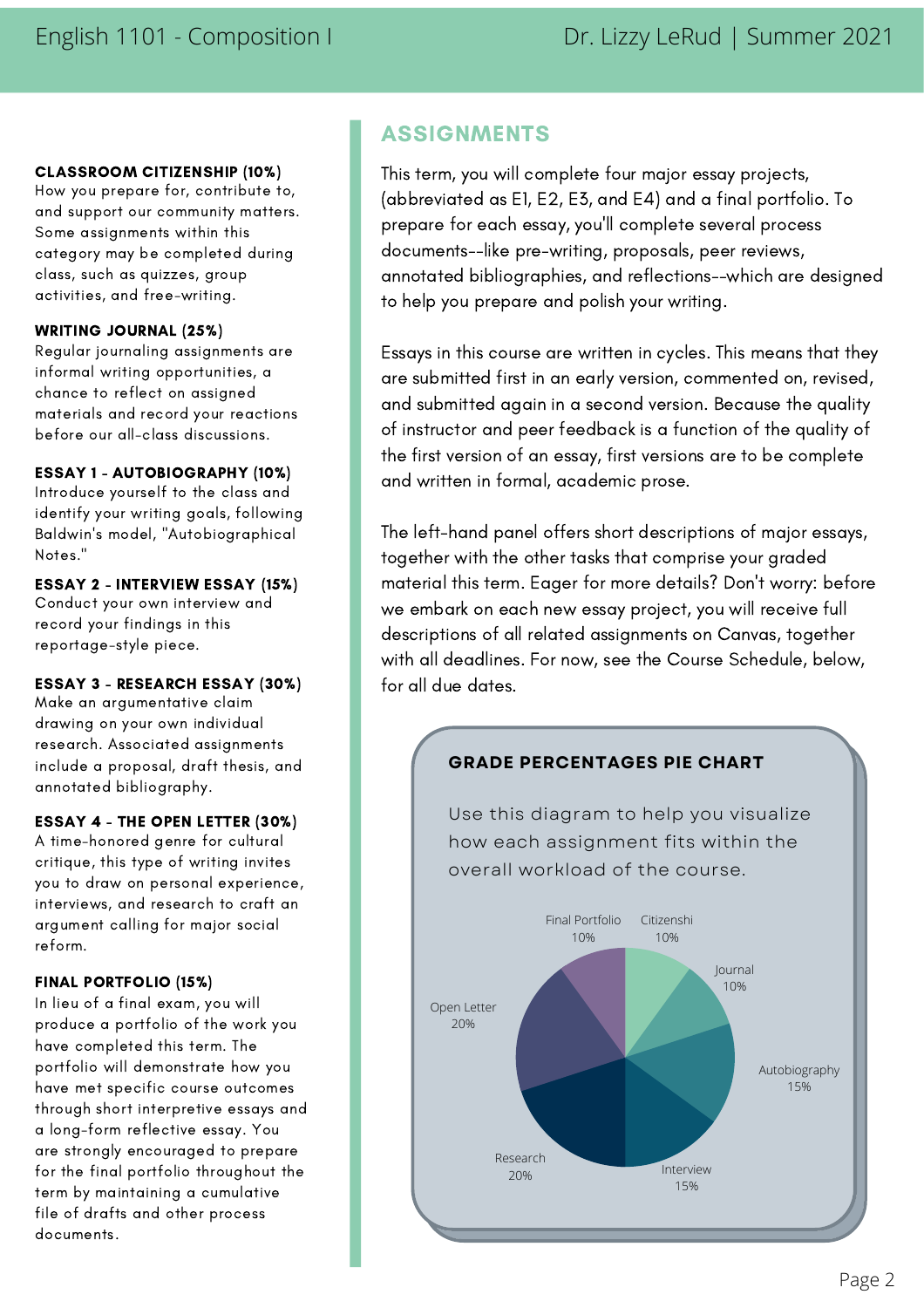## ASSIGNMENTS

This term, you will complete four major essay projects, (abbreviated as E1, E2, E3, and E4) and a final portfolio. To prepare for each essay, you'll complete several process documents--like pre-writing, proposals, peer reviews, annotated bibliographies, and reflections--which are designed to help you prepare and polish your writing.

Essays in this course are written in cycles. This means that they are submitted first in an early version, commented on, revised, and submitted again in a second version. Because the quality of instructor and peer feedback is a function of the quality of the first version of an essay, first versions are to be complete and written in formal, academic prose.

The left-hand panel offers short descriptions of major essays, together with the other tasks that comprise your graded material this term. Eager for more details? Don't worry: before we embark on each new essay project, you will receive full descriptions of all related assignments on Canvas, together with all deadlines. For now, see the Course Schedule, below, for all due dates.

**CLASSROOM CITIZENSHIP (10%)**
How you prepare for, contribute to, and support our community matters. Some assignments within this category may be completed during class, such as quizzes, group activities, and free-writing.

**WRITING JOURNAL (25%)**
Regular journaling assignments are informal writing opportunities, a chance to reflect on assigned materials and record your reactions before our all-class discussions.

**ESSAY 1 - AUTOBIOGRAPHY (10%)**
Introduce yourself to the class and identify your writing goals, following Baldwin's model, "Autobiographical Notes."

**ESSAY 2 - INTERVIEW ESSAY (15%)**
Conduct your own interview and record your findings in this reportage-style piece.

**ESSAY 3 - RESEARCH ESSAY (30%)**
Make an argumentative claim drawing on your own individual research. Associated assignments include a proposal, draft thesis, and annotated bibliography.

**ESSAY 4 - THE OPEN LETTER (30%)**
A time-honored genre for cultural critique, this type of writing invites you to draw on personal experience, interviews, and research to craft an argument calling for major social reform.

**FINAL PORTFOLIO (15%)**
In lieu of a final exam, you will produce a portfolio of the work you have completed this term. The portfolio will demonstrate how you have met specific course outcomes through short interpretive essays and a long-form reflective essay. You are strongly encouraged to prepare for the final portfolio throughout the term by maintaining a cumulative file of drafts and other process documents.

### GRADE PERCENTAGES PIE CHART

Use this diagram to help you visualize how each assignment fits within the overall workload of the course.

| Category | Percentage |
|---|---|
| Final Portfolio | 10% |
| Citizenshi | 10% |
| Journal | 10% |
| Autobiography | 15% |
| Interview | 15% |
| Research | 20% |
| Open Letter | 20% |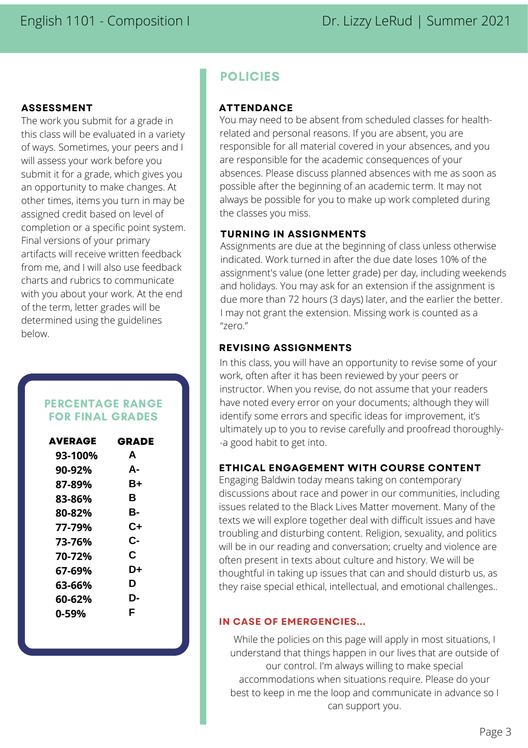## ASSESSMENT

The work you submit for a grade in this class will be evaluated in a variety of ways. Sometimes, your peers and I will assess your work before you submit it for a grade, which gives you an opportunity to make changes. At other times, items you turn in may be assigned credit based on level of completion or a specific point system. Final versions of your primary artifacts will receive written feedback from me, and I will also use feedback charts and rubrics to communicate with you about your work. At the end of the term, letter grades will be determined using the guidelines below.

### PERCENTAGE RANGE FOR FINAL GRADES

| AVERAGE | GRADE |
|---|---|
| 93-100% | A |
| 90-92% | A- |
| 87-89% | B+ |
| 83-86% | B |
| 80-82% | B- |
| 77-79% | C+ |
| 73-76% | C- |
| 70-72% | C |
| 67-69% | D+ |
| 63-66% | D |
| 60-62% | D- |
| 0-59% | F |

# POLICIES

## ATTENDANCE

You may need to be absent from scheduled classes for health-related and personal reasons. If you are absent, you are responsible for all material covered in your absences, and you are responsible for the academic consequences of your absences. Please discuss planned absences with me as soon as possible after the beginning of an academic term. It may not always be possible for you to make up work completed during the classes you miss.

## TURNING IN ASSIGNMENTS

Assignments are due at the beginning of class unless otherwise indicated. Work turned in after the due date loses 10% of the assignment's value (one letter grade) per day, including weekends and holidays. You may ask for an extension if the assignment is due more than 72 hours (3 days) later, and the earlier the better. I may not grant the extension. Missing work is counted as a "zero."

## REVISING ASSIGNMENTS

In this class, you will have an opportunity to revise some of your work, often after it has been reviewed by your peers or instructor. When you revise, do not assume that your readers have noted every error on your documents; although they will identify some errors and specific ideas for improvement, it's ultimately up to you to revise carefully and proofread thoroughly--a good habit to get into.

## ETHICAL ENGAGEMENT WITH COURSE CONTENT

Engaging Baldwin today means taking on contemporary discussions about race and power in our communities, including issues related to the Black Lives Matter movement. Many of the texts we will explore together deal with difficult issues and have troubling and disturbing content. Religion, sexuality, and politics will be in our reading and conversation; cruelty and violence are often present in texts about culture and history. We will be thoughtful in taking up issues that can and should disturb us, as they raise special ethical, intellectual, and emotional challenges..

## IN CASE OF EMERGENCIES...

While the policies on this page will apply in most situations, I understand that things happen in our lives that are outside of our control. I'm always willing to make special accommodations when situations require. Please do your best to keep in me the loop and communicate in advance so I can support you.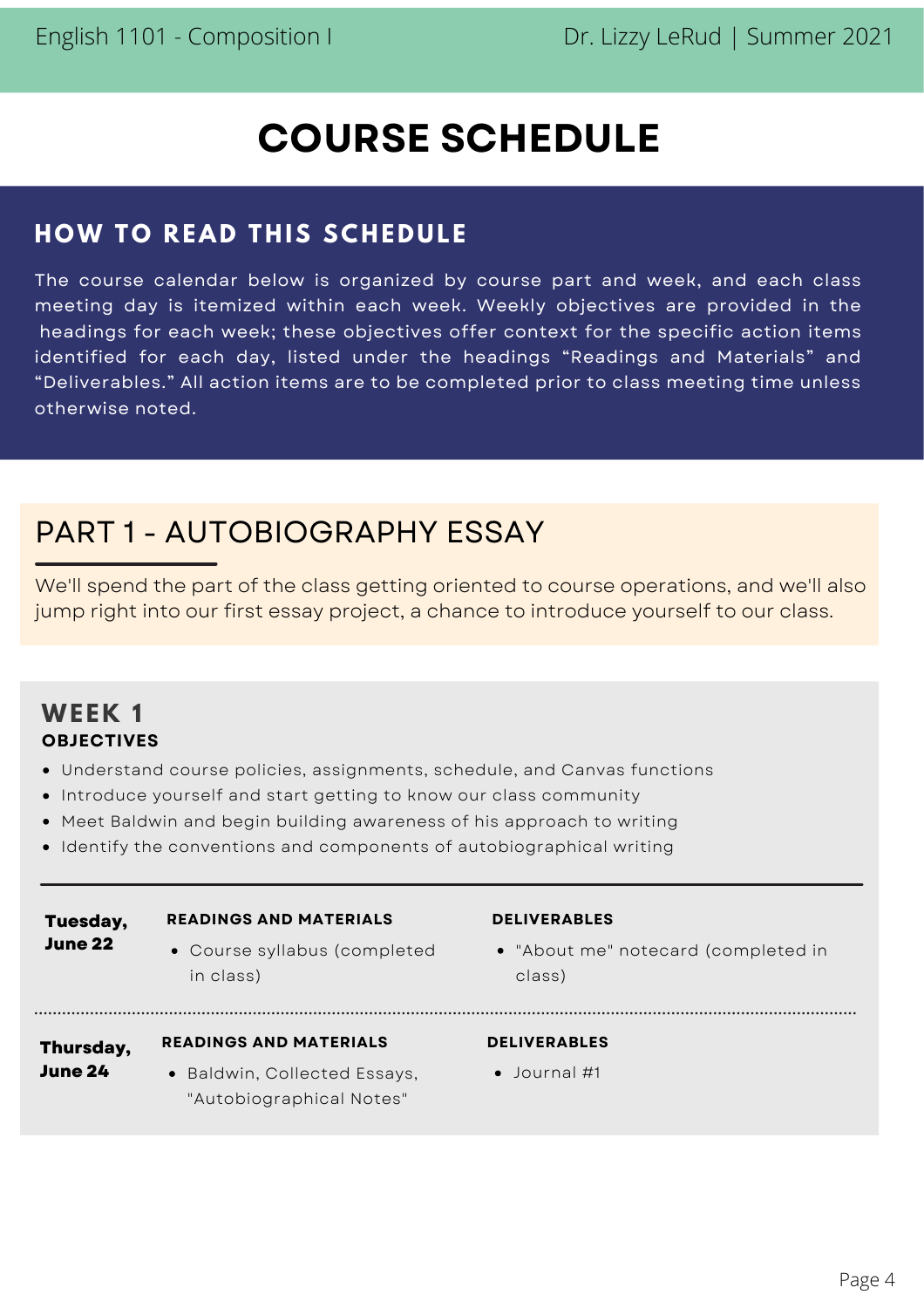# COURSE SCHEDULE

## HOW TO READ THIS SCHEDULE

The course calendar below is organized by course part and week, and each class meeting day is itemized within each week. Weekly objectives are provided in the headings for each week; these objectives offer context for the specific action items identified for each day, listed under the headings "Readings and Materials" and "Deliverables." All action items are to be completed prior to class meeting time unless otherwise noted.

## PART 1 - AUTOBIOGRAPHY ESSAY

We'll spend the part of the class getting oriented to course operations, and we'll also jump right into our first essay project, a chance to introduce yourself to our class.

### WEEK 1

**OBJECTIVES**

- Understand course policies, assignments, schedule, and Canvas functions
- Introduce yourself and start getting to know our class community
- Meet Baldwin and begin building awareness of his approach to writing
- Identify the conventions and components of autobiographical writing

| | READINGS AND MATERIALS | DELIVERABLES |
|---|---|---|
| **Tuesday, June 22** | • Course syllabus (completed in class) | • "About me" notecard (completed in class) |
| **Thursday, June 24** | • Baldwin, Collected Essays, "Autobiographical Notes" | • Journal #1 |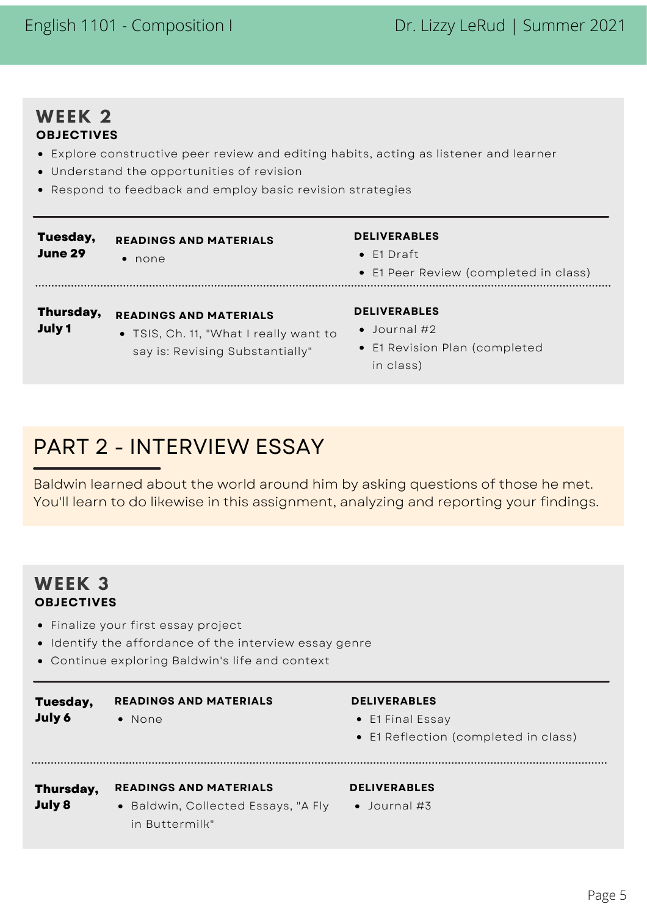## WEEK 2

### OBJECTIVES

- Explore constructive peer review and editing habits, acting as listener and learner
- Understand the opportunities of revision
- Respond to feedback and employ basic revision strategies

| | READINGS AND MATERIALS | DELIVERABLES |
|---|---|---|
| **Tuesday, June 29** | • none | • E1 Draft<br>• E1 Peer Review (completed in class) |
| **Thursday, July 1** | • TSIS, Ch. 11, "What I really want to say is: Revising Substantially" | • Journal #2<br>• E1 Revision Plan (completed in class) |

# PART 2 - INTERVIEW ESSAY

Baldwin learned about the world around him by asking questions of those he met. You'll learn to do likewise in this assignment, analyzing and reporting your findings.

## WEEK 3

### OBJECTIVES

- Finalize your first essay project
- Identify the affordance of the interview essay genre
- Continue exploring Baldwin's life and context

| | READINGS AND MATERIALS | DELIVERABLES |
|---|---|---|
| **Tuesday, July 6** | • None | • E1 Final Essay<br>• E1 Reflection (completed in class) |
| **Thursday, July 8** | • Baldwin, Collected Essays, "A Fly in Buttermilk" | • Journal #3 |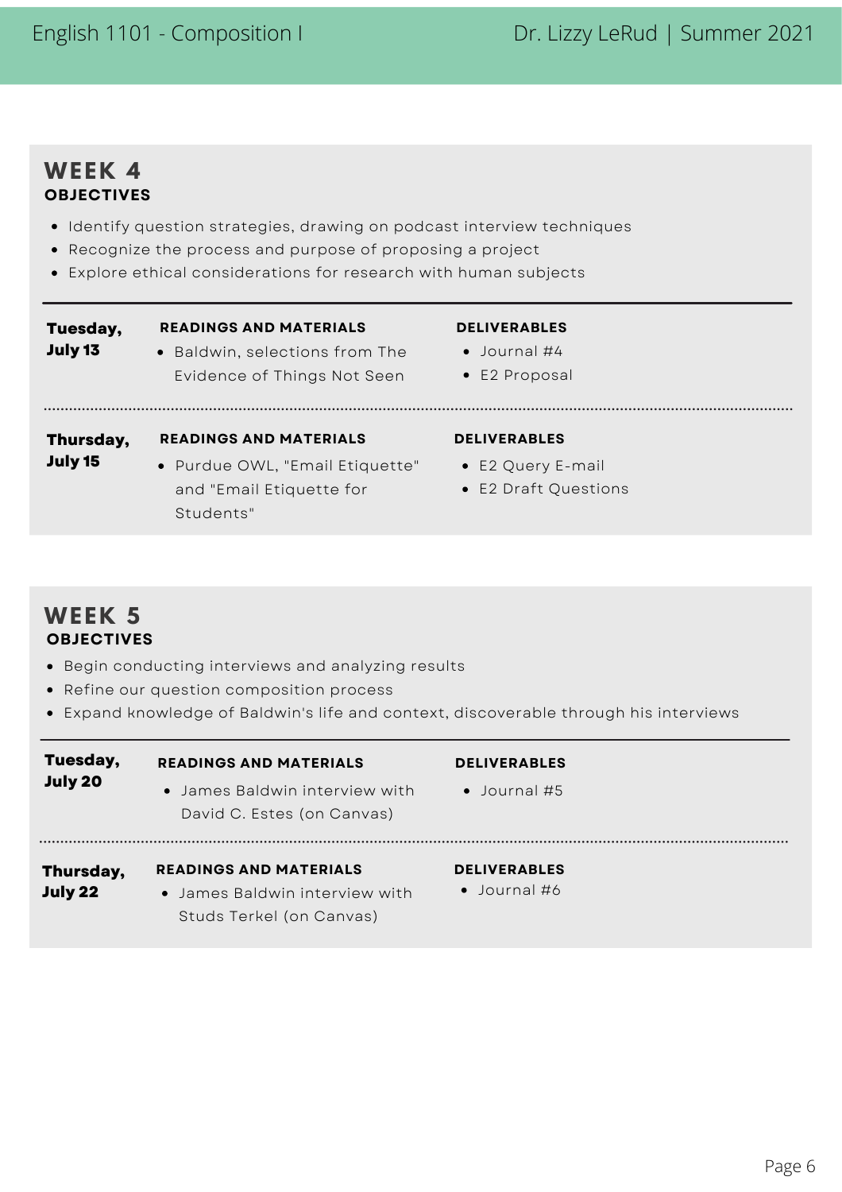## WEEK 4

### OBJECTIVES

- Identify question strategies, drawing on podcast interview techniques
- Recognize the process and purpose of proposing a project
- Explore ethical considerations for research with human subjects

| | READINGS AND MATERIALS | DELIVERABLES |
|---|---|---|
| **Tuesday, July 13** | • Baldwin, selections from The Evidence of Things Not Seen | • Journal #4<br>• E2 Proposal |
| **Thursday, July 15** | • Purdue OWL, "Email Etiquette" and "Email Etiquette for Students" | • E2 Query E-mail<br>• E2 Draft Questions |

## WEEK 5

### OBJECTIVES

- Begin conducting interviews and analyzing results
- Refine our question composition process
- Expand knowledge of Baldwin's life and context, discoverable through his interviews

| | READINGS AND MATERIALS | DELIVERABLES |
|---|---|---|
| **Tuesday, July 20** | • James Baldwin interview with David C. Estes (on Canvas) | • Journal #5 |
| **Thursday, July 22** | • James Baldwin interview with Studs Terkel (on Canvas) | • Journal #6 |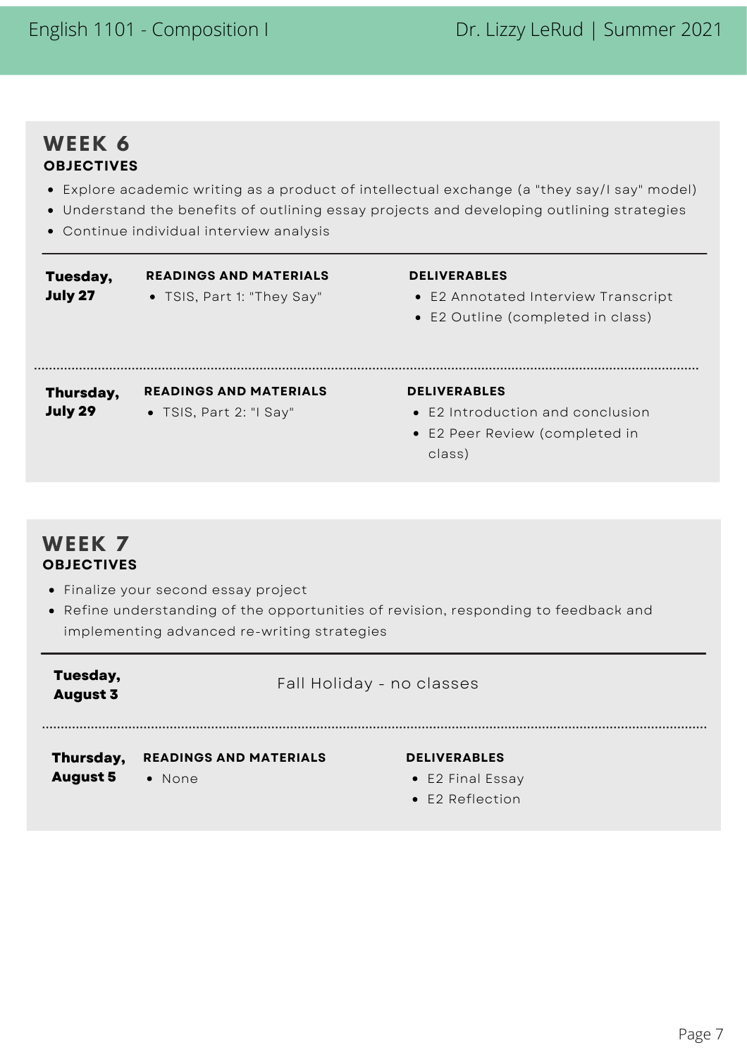## WEEK 6

### OBJECTIVES

- Explore academic writing as a product of intellectual exchange (a "they say/I say" model)
- Understand the benefits of outlining essay projects and developing outlining strategies
- Continue individual interview analysis

| | READINGS AND MATERIALS | DELIVERABLES |
|---|---|---|
| **Tuesday, July 27** | TSIS, Part 1: "They Say" | E2 Annotated Interview Transcript<br>E2 Outline (completed in class) |
| **Thursday, July 29** | TSIS, Part 2: "I Say" | E2 Introduction and conclusion<br>E2 Peer Review (completed in class) |

## WEEK 7

### OBJECTIVES

- Finalize your second essay project
- Refine understanding of the opportunities of revision, responding to feedback and implementing advanced re-writing strategies

| | READINGS AND MATERIALS | DELIVERABLES |
|---|---|---|
| **Tuesday, August 3** | Fall Holiday - no classes | |
| **Thursday, August 5** | None | E2 Final Essay<br>E2 Reflection |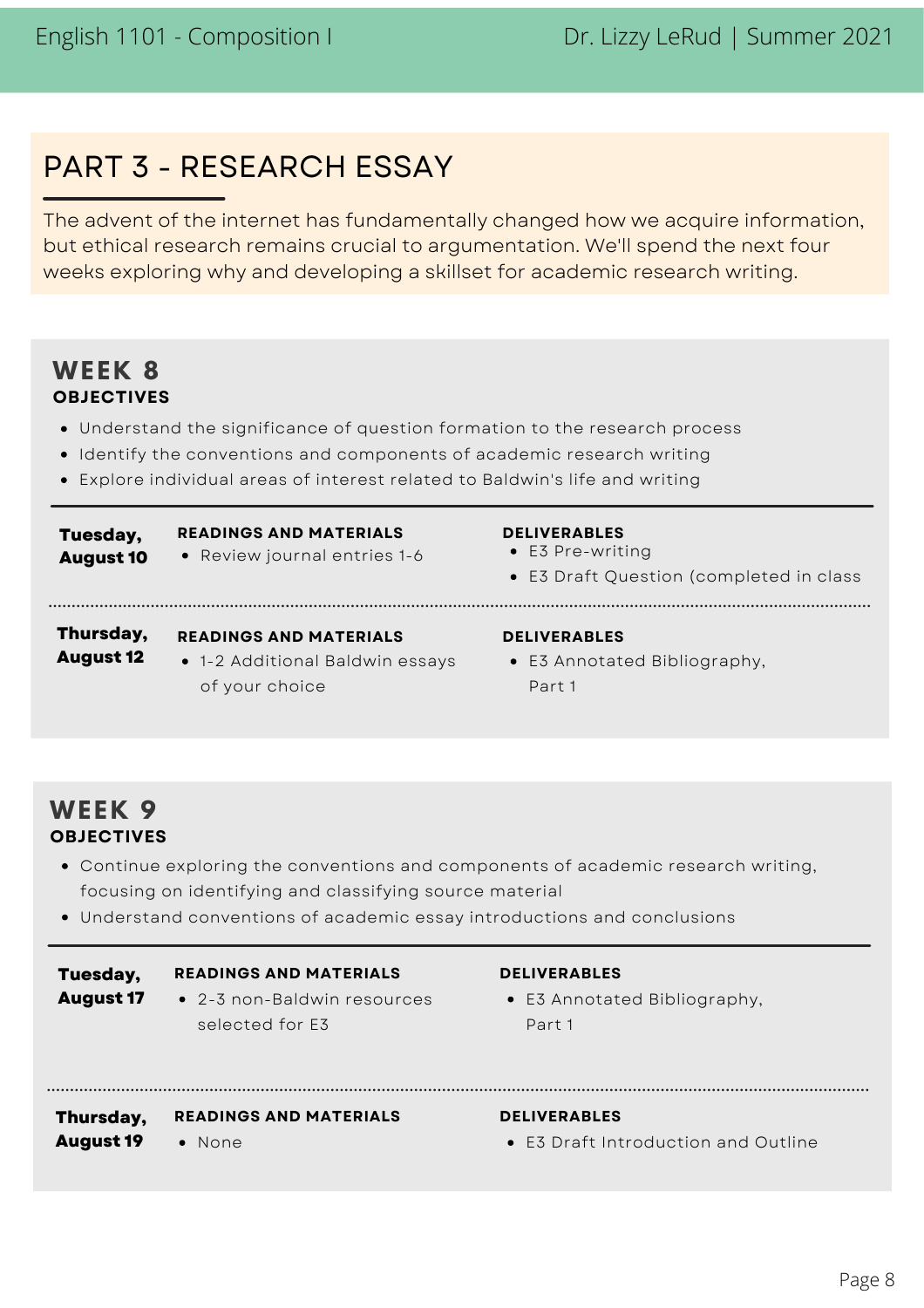# PART 3 - RESEARCH ESSAY

The advent of the internet has fundamentally changed how we acquire information, but ethical research remains crucial to argumentation. We'll spend the next four weeks exploring why and developing a skillset for academic research writing.

## WEEK 8

### OBJECTIVES

- Understand the significance of question formation to the research process
- Identify the conventions and components of academic research writing
- Explore individual areas of interest related to Baldwin's life and writing

| | READINGS AND MATERIALS | DELIVERABLES |
|---|---|---|
| **Tuesday, August 10** | • Review journal entries 1-6 | • E3 Pre-writing<br>• E3 Draft Question (completed in class |
| **Thursday, August 12** | • 1-2 Additional Baldwin essays of your choice | • E3 Annotated Bibliography, Part 1 |

## WEEK 9

### OBJECTIVES

- Continue exploring the conventions and components of academic research writing, focusing on identifying and classifying source material
- Understand conventions of academic essay introductions and conclusions

| | READINGS AND MATERIALS | DELIVERABLES |
|---|---|---|
| **Tuesday, August 17** | • 2-3 non-Baldwin resources selected for E3 | • E3 Annotated Bibliography, Part 1 |
| **Thursday, August 19** | • None | • E3 Draft Introduction and Outline |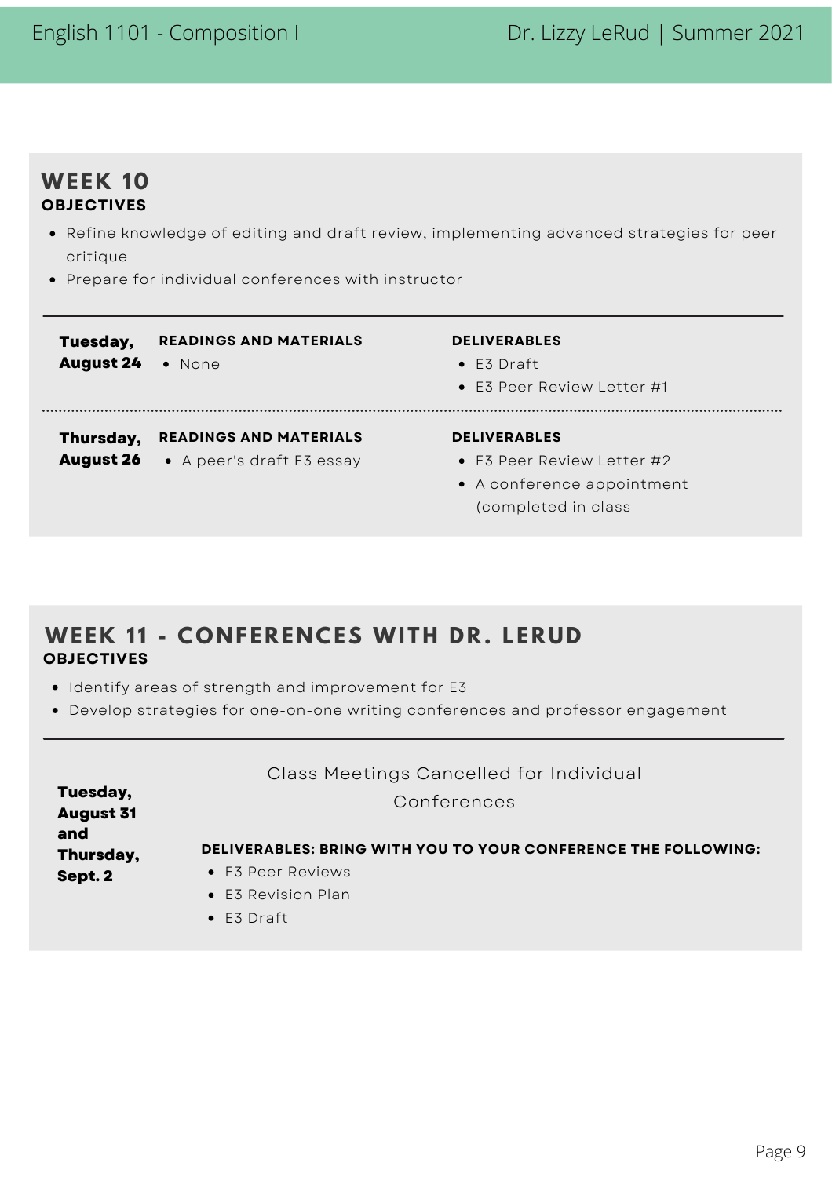## WEEK 10

**OBJECTIVES**

- Refine knowledge of editing and draft review, implementing advanced strategies for peer critique
- Prepare for individual conferences with instructor

| | READINGS AND MATERIALS | DELIVERABLES |
|---|---|---|
| **Tuesday, August 24** | • None | • E3 Draft<br>• E3 Peer Review Letter #1 |
| **Thursday, August 26** | • A peer's draft E3 essay | • E3 Peer Review Letter #2<br>• A conference appointment (completed in class |

## WEEK 11 - CONFERENCES WITH DR. LERUD

**OBJECTIVES**

- Identify areas of strength and improvement for E3
- Develop strategies for one-on-one writing conferences and professor engagement

**Tuesday, August 31 and Thursday, Sept. 2**

Class Meetings Cancelled for Individual Conferences

**DELIVERABLES: BRING WITH YOU TO YOUR CONFERENCE THE FOLLOWING:**

- E3 Peer Reviews
- E3 Revision Plan
- E3 Draft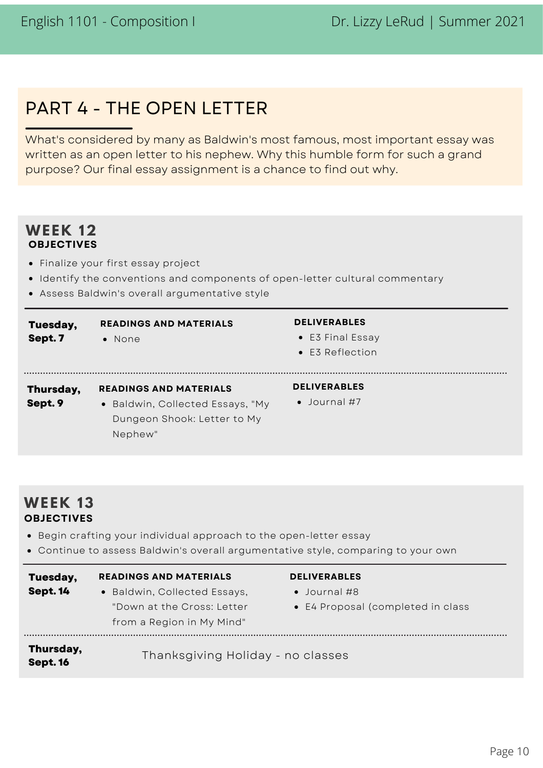# PART 4 - THE OPEN LETTER

What's considered by many as Baldwin's most famous, most important essay was written as an open letter to his nephew. Why this humble form for such a grand purpose? Our final essay assignment is a chance to find out why.

## WEEK 12

**OBJECTIVES**

- Finalize your first essay project
- Identify the conventions and components of open-letter cultural commentary
- Assess Baldwin's overall argumentative style

| | READINGS AND MATERIALS | DELIVERABLES |
|---|---|---|
| **Tuesday, Sept. 7** | None | E3 Final Essay<br>E3 Reflection |
| **Thursday, Sept. 9** | Baldwin, Collected Essays, "My Dungeon Shook: Letter to My Nephew" | Journal #7 |

## WEEK 13

**OBJECTIVES**

- Begin crafting your individual approach to the open-letter essay
- Continue to assess Baldwin's overall argumentative style, comparing to your own

| | READINGS AND MATERIALS | DELIVERABLES |
|---|---|---|
| **Tuesday, Sept. 14** | Baldwin, Collected Essays, "Down at the Cross: Letter from a Region in My Mind" | Journal #8<br>E4 Proposal (completed in class |
| **Thursday, Sept. 16** | Thanksgiving Holiday - no classes | |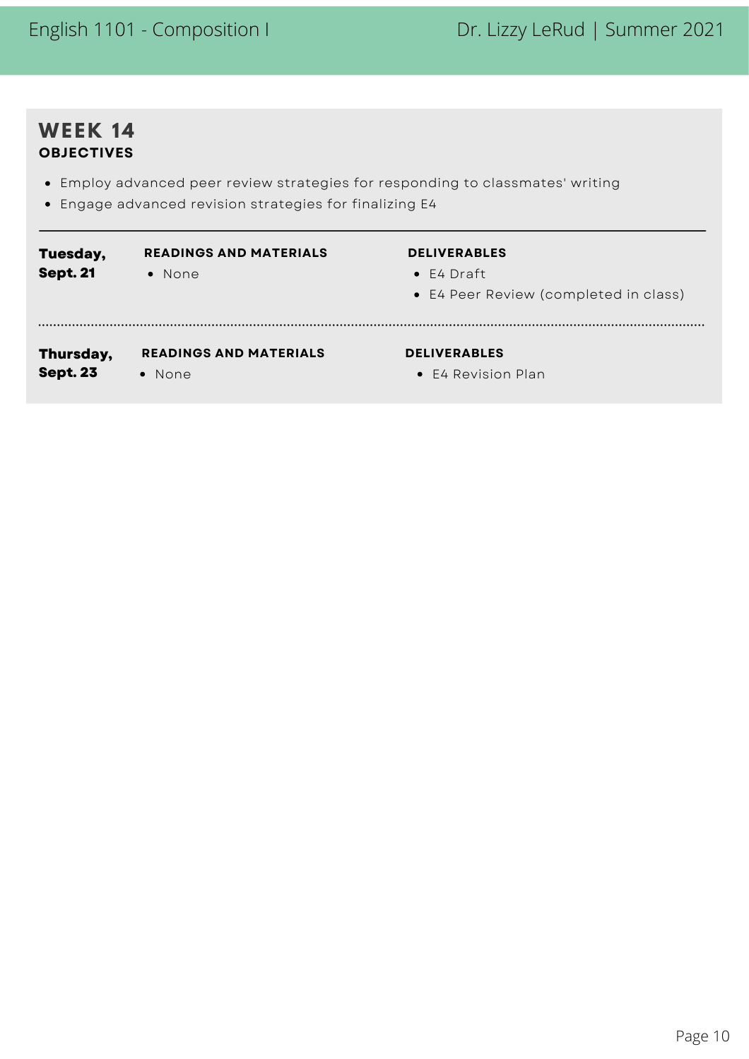## WEEK 14

### OBJECTIVES

- Employ advanced peer review strategies for responding to classmates' writing
- Engage advanced revision strategies for finalizing E4

---

**Tuesday, Sept. 21**

**READINGS AND MATERIALS**

- None

**DELIVERABLES**

- E4 Draft
- E4 Peer Review (completed in class)

---

**Thursday, Sept. 23**

**READINGS AND MATERIALS**

- None

**DELIVERABLES**

- E4 Revision Plan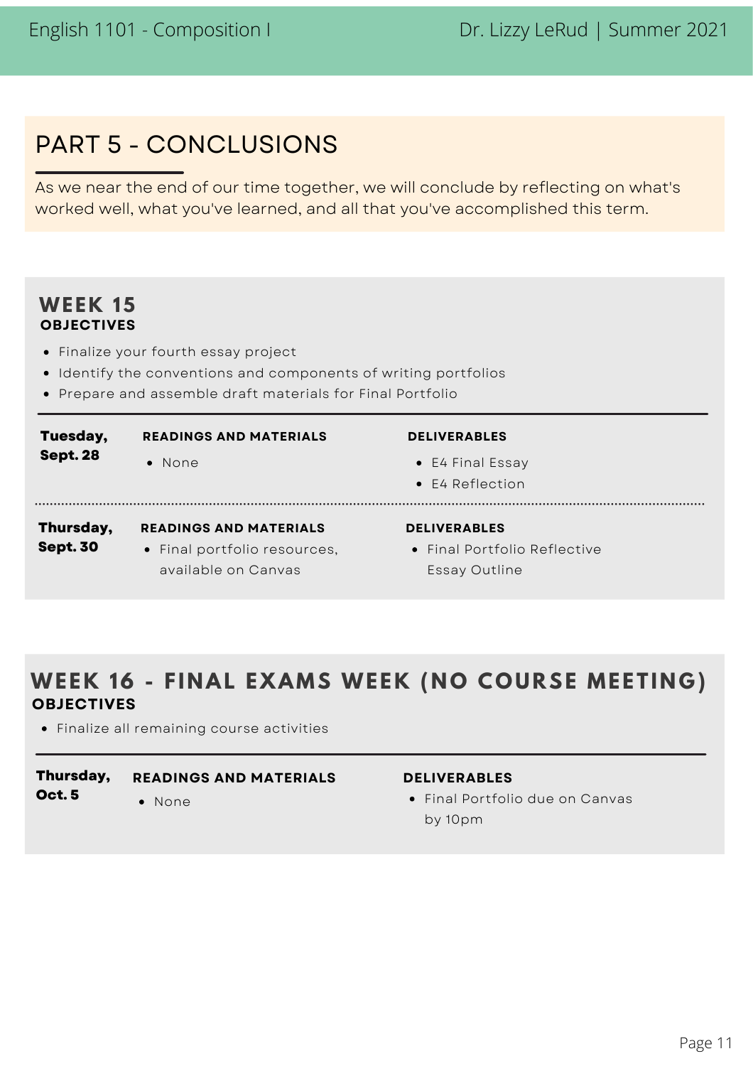# PART 5 - CONCLUSIONS

As we near the end of our time together, we will conclude by reflecting on what's worked well, what you've learned, and all that you've accomplished this term.

## WEEK 15

### OBJECTIVES

- Finalize your fourth essay project
- Identify the conventions and components of writing portfolios
- Prepare and assemble draft materials for Final Portfolio

| | READINGS AND MATERIALS | DELIVERABLES |
|---|---|---|
| **Tuesday, Sept. 28** | None | E4 Final Essay<br>E4 Reflection |
| **Thursday, Sept. 30** | Final portfolio resources, available on Canvas | Final Portfolio Reflective Essay Outline |

## WEEK 16 - FINAL EXAMS WEEK (NO COURSE MEETING)

### OBJECTIVES

- Finalize all remaining course activities

| | READINGS AND MATERIALS | DELIVERABLES |
|---|---|---|
| **Thursday, Oct. 5** | None | Final Portfolio due on Canvas by 10pm |